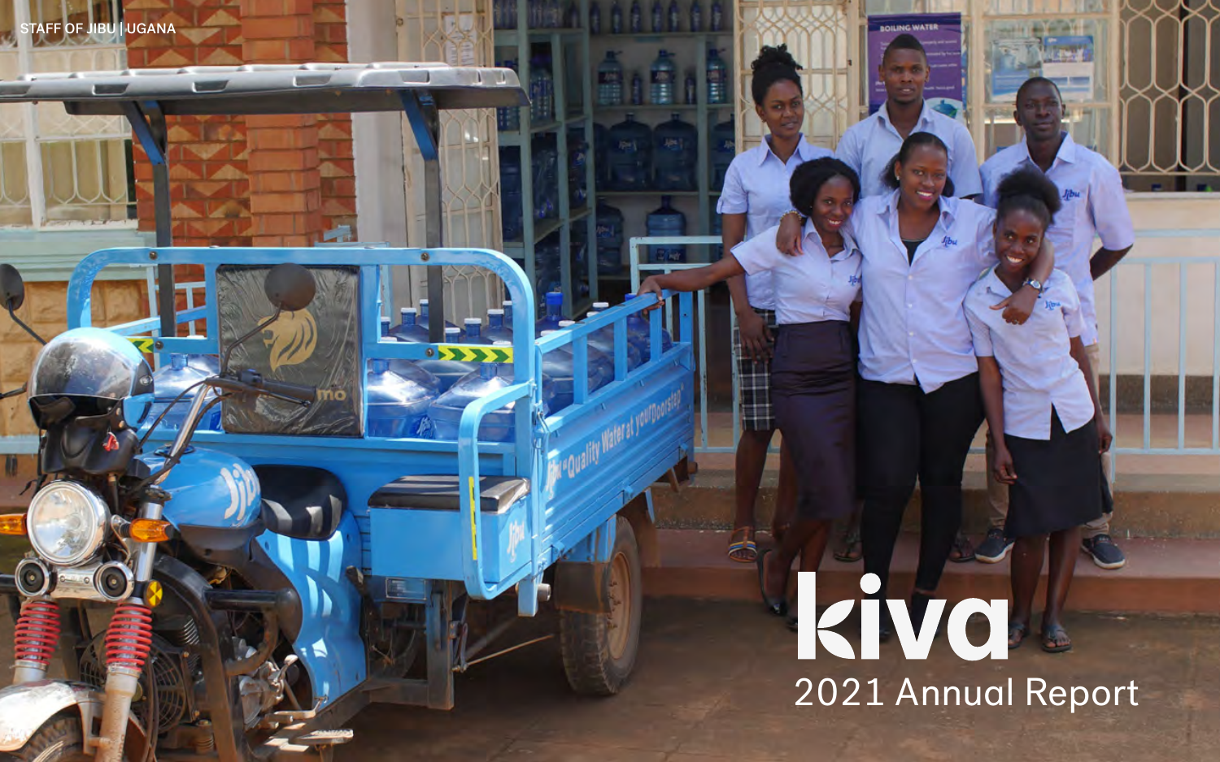STAFF OF JIBU | UGANA

# kiva

## 2021 Annual Report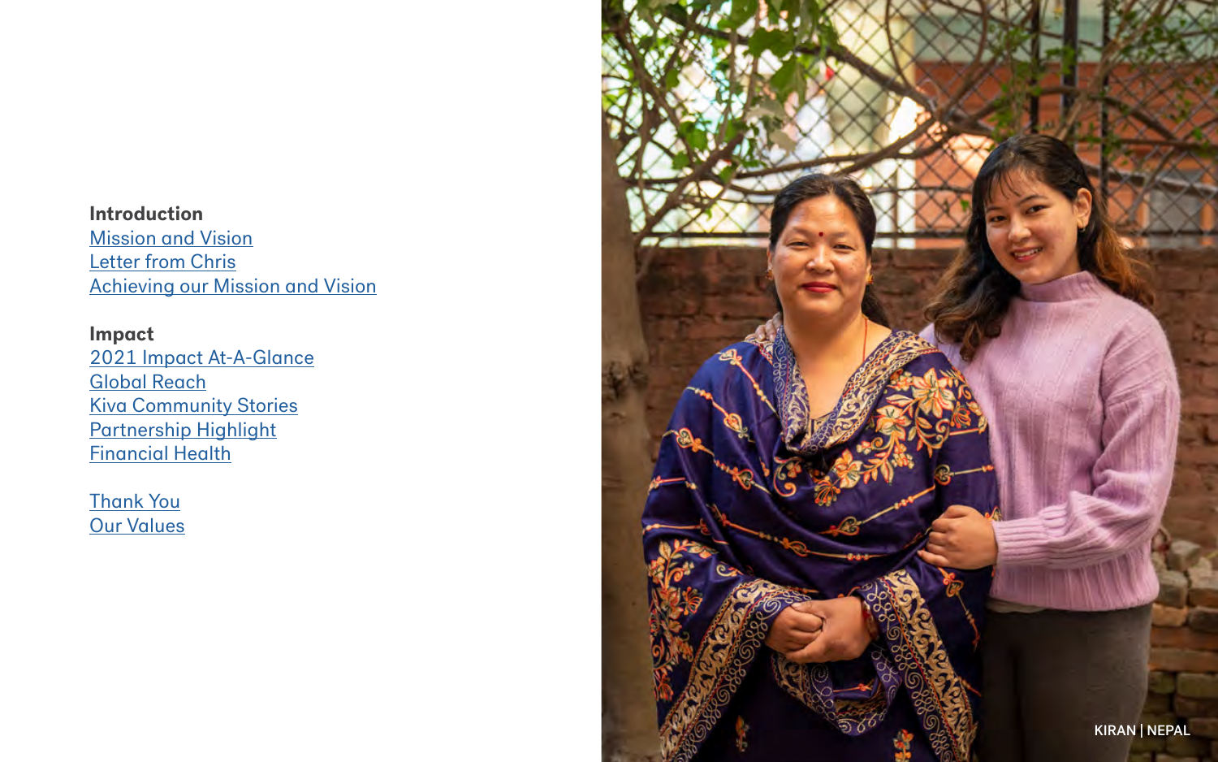**Introduction**

Mission and Vision
Letter from Chris
Achieving our Mission and Vision

**Impact**

2021 Impact At-A-Glance
Global Reach
Kiva Community Stories
Partnership Highlight
Financial Health

Thank You
Our Values

KIRAN | NEPAL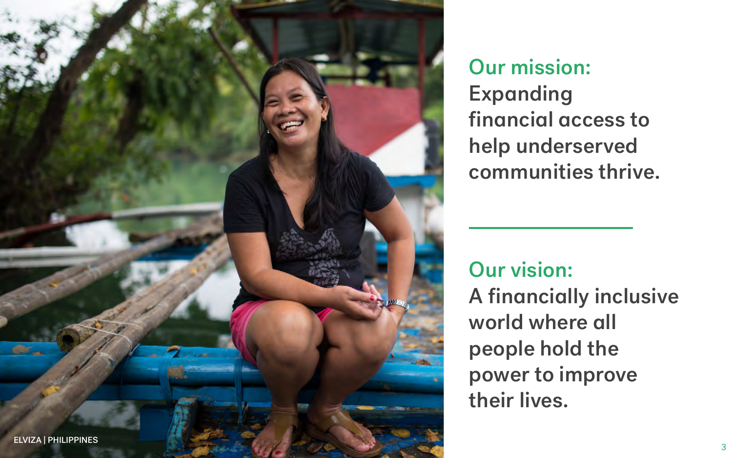ELVIZA | PHILIPPINES

## Our mission:

Expanding financial access to help underserved communities thrive.

## Our vision:

A financially inclusive world where all people hold the power to improve their lives.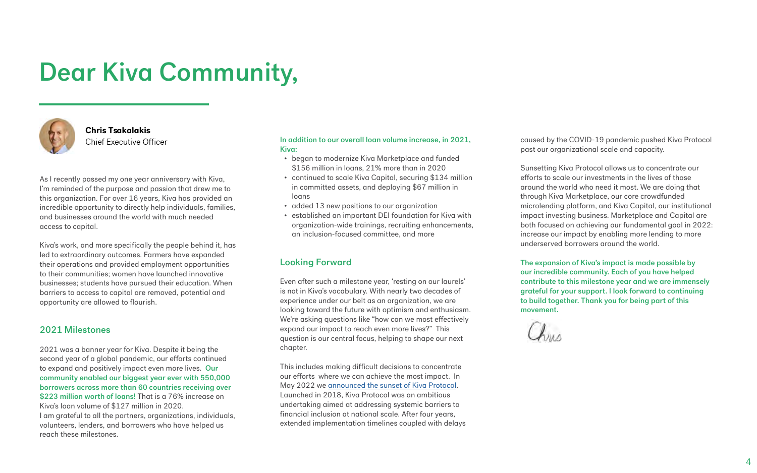# Dear Kiva Community,

**Chris Tsakalakis**
Chief Executive Officer

As I recently passed my one year anniversary with Kiva, I'm reminded of the purpose and passion that drew me to this organization. For over 16 years, Kiva has provided an incredible opportunity to directly help individuals, families, and businesses around the world with much needed access to capital.

Kiva's work, and more specifically the people behind it, has led to extraordinary outcomes. Farmers have expanded their operations and provided employment opportunities to their communities; women have launched innovative businesses; students have pursued their education. When barriers to access to capital are removed, potential and opportunity are allowed to flourish.

## 2021 Milestones

2021 was a banner year for Kiva. Despite it being the second year of a global pandemic, our efforts continued to expand and positively impact even more lives. **Our community enabled our biggest year ever with 550,000 borrowers across more than 60 countries receiving over $223 million worth of loans!** That is a 76% increase on Kiva's loan volume of $127 million in 2020.
I am grateful to all the partners, organizations, individuals, volunteers, lenders, and borrowers who have helped us reach these milestones.

**In addition to our overall loan volume increase, in 2021, Kiva:**

- began to modernize Kiva Marketplace and funded $156 million in loans, 21% more than in 2020
- continued to scale Kiva Capital, securing $134 million in committed assets, and deploying $67 million in loans
- added 13 new positions to our organization
- established an important DEI foundation for Kiva with organization-wide trainings, recruiting enhancements, an inclusion-focused committee, and more

## Looking Forward

Even after such a milestone year, 'resting on our laurels' is not in Kiva's vocabulary. With nearly two decades of experience under our belt as an organization, we are looking toward the future with optimism and enthusiasm. We're asking questions like "how can we most effectively expand our impact to reach even more lives?" This question is our central focus, helping to shape our next chapter.

This includes making difficult decisions to concentrate our efforts where we can achieve the most impact. In May 2022 we [announced the sunset of Kiva Protocol](). Launched in 2018, Kiva Protocol was an ambitious undertaking aimed at addressing systemic barriers to financial inclusion at national scale. After four years, extended implementation timelines coupled with delays caused by the COVID-19 pandemic pushed Kiva Protocol past our organizational scale and capacity.

Sunsetting Kiva Protocol allows us to concentrate our efforts to scale our investments in the lives of those around the world who need it most. We are doing that through Kiva Marketplace, our core crowdfunded microlending platform, and Kiva Capital, our institutional impact investing business. Marketplace and Capital are both focused on achieving our fundamental goal in 2022: increase our impact by enabling more lending to more underserved borrowers around the world.

**The expansion of Kiva's impact is made possible by our incredible community. Each of you have helped contribute to this milestone year and we are immensely grateful for your support. I look forward to continuing to build together. Thank you for being part of this movement.**

Chris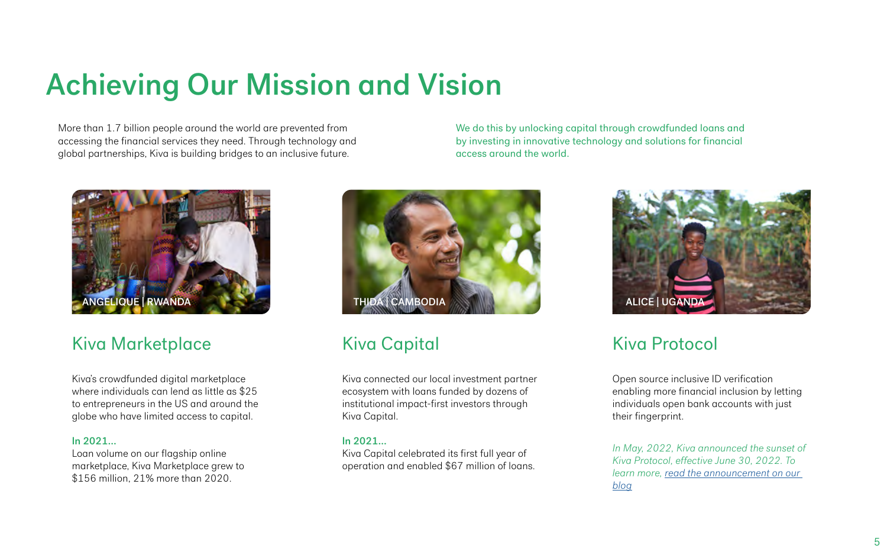# Achieving Our Mission and Vision

More than 1.7 billion people around the world are prevented from accessing the financial services they need. Through technology and global partnerships, Kiva is building bridges to an inclusive future.

We do this by unlocking capital through crowdfunded loans and by investing in innovative technology and solutions for financial access around the world.

ANGELIQUE | RWANDA

## Kiva Marketplace

Kiva's crowdfunded digital marketplace where individuals can lend as little as $25 to entrepreneurs in the US and around the globe who have limited access to capital.

**In 2021...**
Loan volume on our flagship online marketplace, Kiva Marketplace grew to $156 million, 21% more than 2020.

THIDA | CAMBODIA

## Kiva Capital

Kiva connected our local investment partner ecosystem with loans funded by dozens of institutional impact-first investors through Kiva Capital.

**In 2021...**
Kiva Capital celebrated its first full year of operation and enabled $67 million of loans.

ALICE | UGANDA

## Kiva Protocol

Open source inclusive ID verification enabling more financial inclusion by letting individuals open bank accounts with just their fingerprint.

*In May, 2022, Kiva announced the sunset of Kiva Protocol, effective June 30, 2022. To learn more, read the announcement on our blog*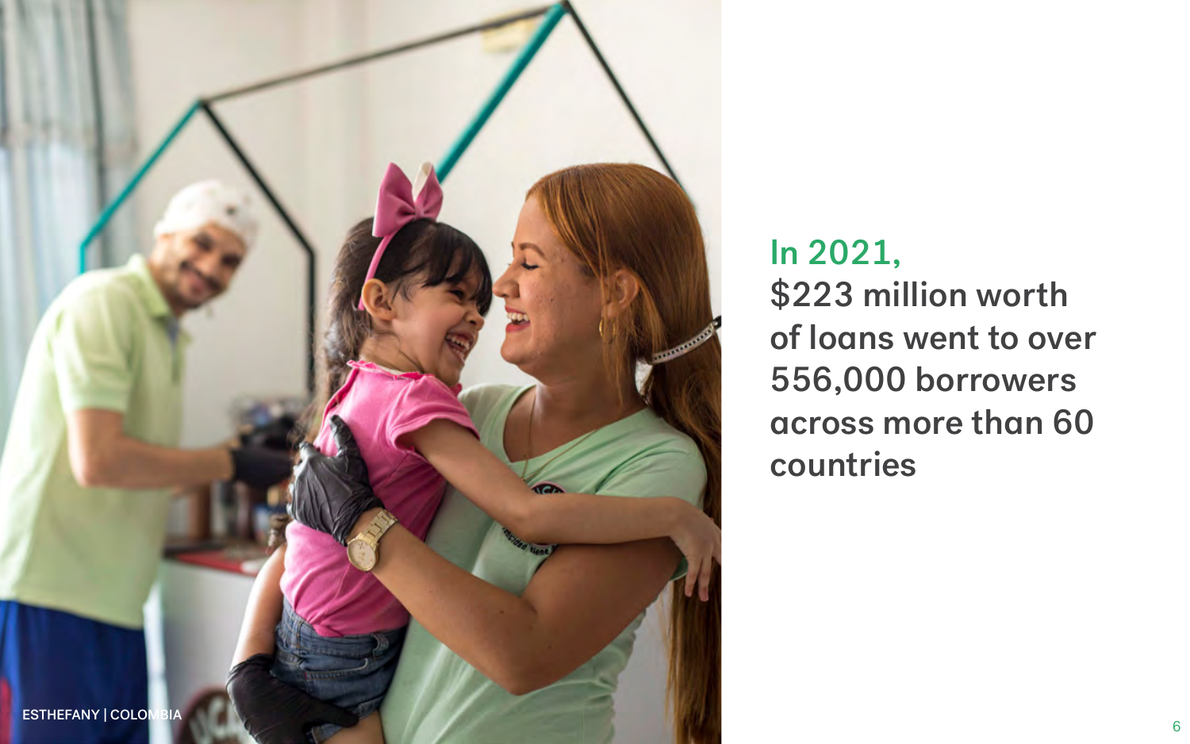ESTHEFANY | COLOMBIA

## In 2021, $223 million worth of loans went to over 556,000 borrowers across more than 60 countries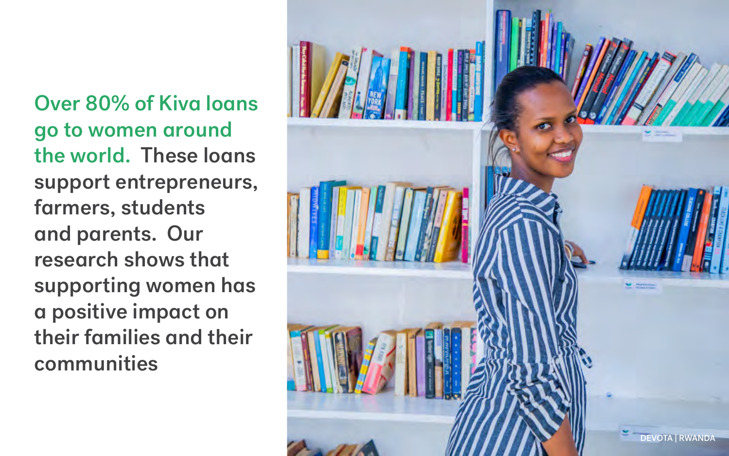**Over 80% of Kiva loans go to women around the world.** These loans support entrepreneurs, farmers, students and parents. Our research shows that supporting women has a positive impact on their families and their communities

DEVOTA | RWANDA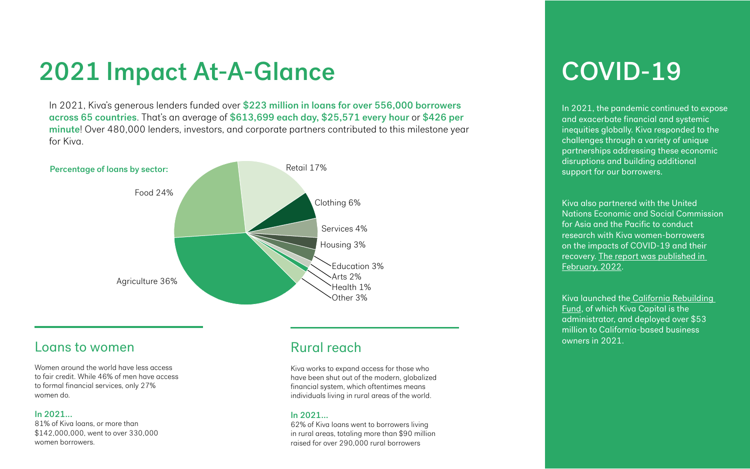# 2021 Impact At-A-Glance

In 2021, Kiva's generous lenders funded over **$223 million in loans for over 556,000 borrowers across 65 countries**. That's an average of **$613,699 each day, $25,571 every hour** or **$426 per minute**! Over 480,000 lenders, investors, and corporate partners contributed to this milestone year for Kiva.

**Percentage of loans by sector:**

| Sector | Percentage |
|---|---|
| Agriculture | 36% |
| Food | 24% |
| Retail | 17% |
| Clothing | 6% |
| Services | 4% |
| Housing | 3% |
| Education | 3% |
| Arts | 2% |
| Health | 1% |
| Other | 3% |

## Loans to women

Women around the world have less access to fair credit. While 46% of men have access to formal financial services, only 27% women do.

**In 2021...**

81% of Kiva loans, or more than $142,000,000, went to over 330,000 women borrowers.

## Rural reach

Kiva works to expand access for those who have been shut out of the modern, globalized financial system, which oftentimes means individuals living in rural areas of the world.

**In 2021...**

62% of Kiva loans went to borrowers living in rural areas, totaling more than $90 million raised for over 290,000 rural borrowers

# COVID-19

In 2021, the pandemic continued to expose and exacerbate financial and systemic inequities globally. Kiva responded to the challenges through a variety of unique partnerships addressing these economic disruptions and building additional support for our borrowers.

Kiva also partnered with the United Nations Economic and Social Commission for Asia and the Pacific to conduct research with Kiva women-borrowers on the impacts of COVID-19 and their recovery. The report was published in February, 2022.

Kiva launched the California Rebuilding Fund, of which Kiva Capital is the administrator, and deployed over $53 million to California-based business owners in 2021.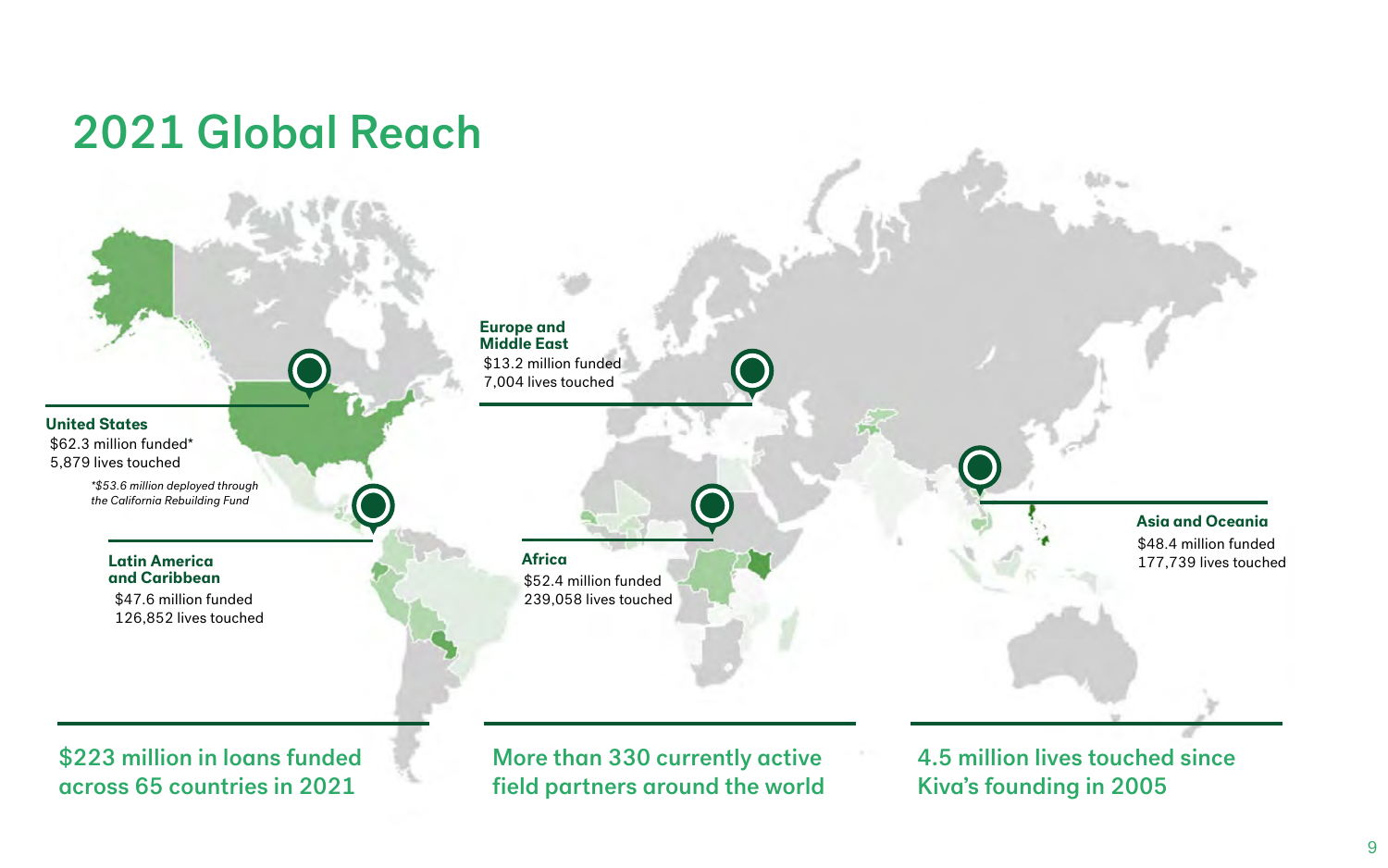# 2021 Global Reach

**United States**
$62.3 million funded*
5,879 lives touched

*\*$53.6 million deployed through the California Rebuilding Fund*

**Latin America and Caribbean**
$47.6 million funded
126,852 lives touched

**Europe and Middle East**
$13.2 million funded
7,004 lives touched

**Africa**
$52.4 million funded
239,058 lives touched

**Asia and Oceania**
$48.4 million funded
177,739 lives touched

**$223 million in loans funded across 65 countries in 2021**

**More than 330 currently active field partners around the world**

**4.5 million lives touched since Kiva's founding in 2005**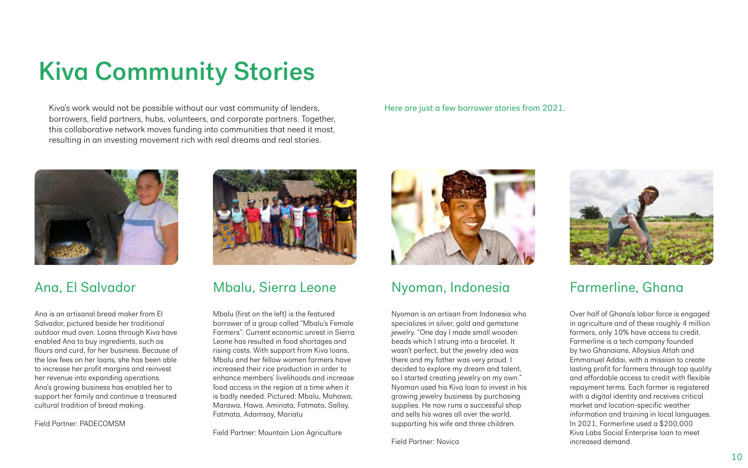# Kiva Community Stories

Kiva's work would not be possible without our vast community of lenders, borrowers, field partners, hubs, volunteers, and corporate partners. Together, this collaborative network moves funding into communities that need it most, resulting in an investing movement rich with real dreams and real stories.

Here are just a few borrower stories from 2021.

## Ana, El Salvador

Ana is an artisanal bread maker from El Salvador, pictured beside her traditional outdoor mud oven. Loans through Kiva have enabled Ana to buy ingredients, such as flours and curd, for her business. Because of the low fees on her loans, she has been able to increase her profit margins and reinvest her revenue into expanding operations. Ana's growing business has enabled her to support her family and continue a treasured cultural tradition of bread making.

Field Partner: PADECOMSM

## Mbalu, Sierra Leone

Mbalu (first on the left) is the featured borrower of a group called "Mbalu's Female Farmers". Current economic unrest in Sierra Leone has resulted in food shortages and rising costs. With support from Kiva loans, Mbalu and her fellow women farmers have increased their rice production in order to enhance members' livelihoods and increase food access in the region at a time when it is badly needed. Pictured: Mbalu, Mahawa, Marawa, Hawa, Aminata, Fatmata, Sallay, Fatmata, Adamsay, Mariatu

Field Partner: Mountain Lion Agriculture

## Nyoman, Indonesia

Nyoman is an artisan from Indonesia who specializes in silver, gold and gemstone jewelry. "One day I made small wooden beads which I strung into a bracelet. It wasn't perfect, but the jewelry idea was there and my father was very proud. I decided to explore my dream and talent, so I started creating jewelry on my own." Nyoman used his Kiva loan to invest in his growing jewelry business by purchasing supplies. He now runs a successful shop and sells his wares all over the world, supporting his wife and three children.

Field Partner: Novica

## Farmerline, Ghana

Over half of Ghana's labor force is engaged in agriculture and of these roughly 4 million farmers, only 10% have access to credit. Farmerline is a tech company founded by two Ghanaians, Alloysius Attah and Emmanuel Addai, with a mission to create lasting profit for farmers through top quality and affordable access to credit with flexible repayment terms. Each farmer is registered with a digital identity and receives critical market and location-specific weather information and training in local languages. In 2021, Farmerline used a $200,000 Kiva Labs Social Enterprise loan to meet increased demand.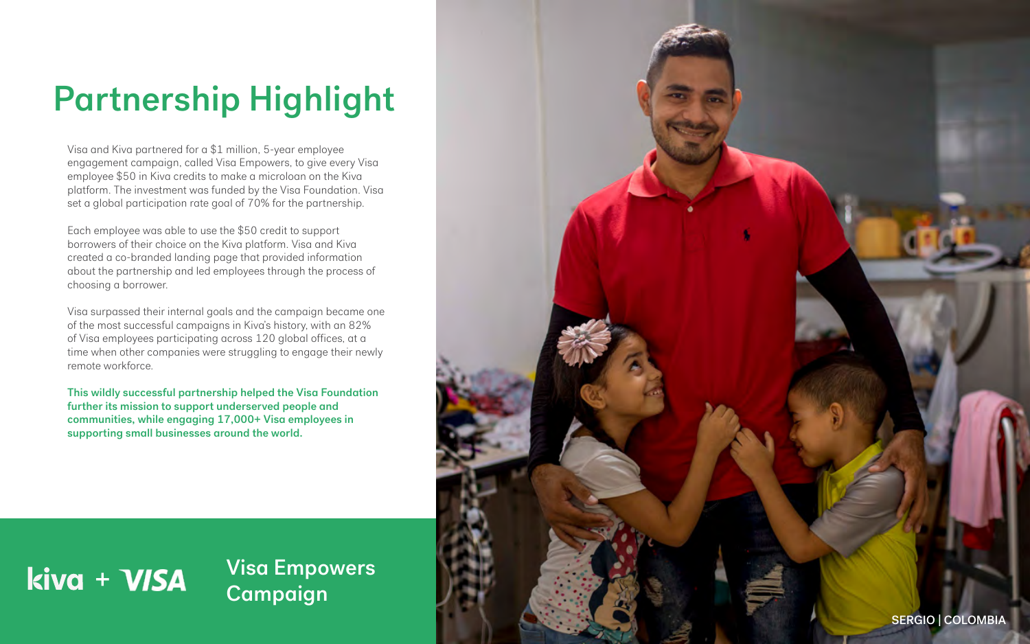# Partnership Highlight

Visa and Kiva partnered for a $1 million, 5-year employee engagement campaign, called Visa Empowers, to give every Visa employee $50 in Kiva credits to make a microloan on the Kiva platform. The investment was funded by the Visa Foundation. Visa set a global participation rate goal of 70% for the partnership.

Each employee was able to use the $50 credit to support borrowers of their choice on the Kiva platform. Visa and Kiva created a co-branded landing page that provided information about the partnership and led employees through the process of choosing a borrower.

Visa surpassed their internal goals and the campaign became one of the most successful campaigns in Kiva's history, with an 82% of Visa employees participating across 120 global offices, at a time when other companies were struggling to engage their newly remote workforce.

**This wildly successful partnership helped the Visa Foundation further its mission to support underserved people and communities, while engaging 17,000+ Visa employees in supporting small businesses around the world.**

kiva + VISA

## Visa Empowers Campaign

SERGIO | COLOMBIA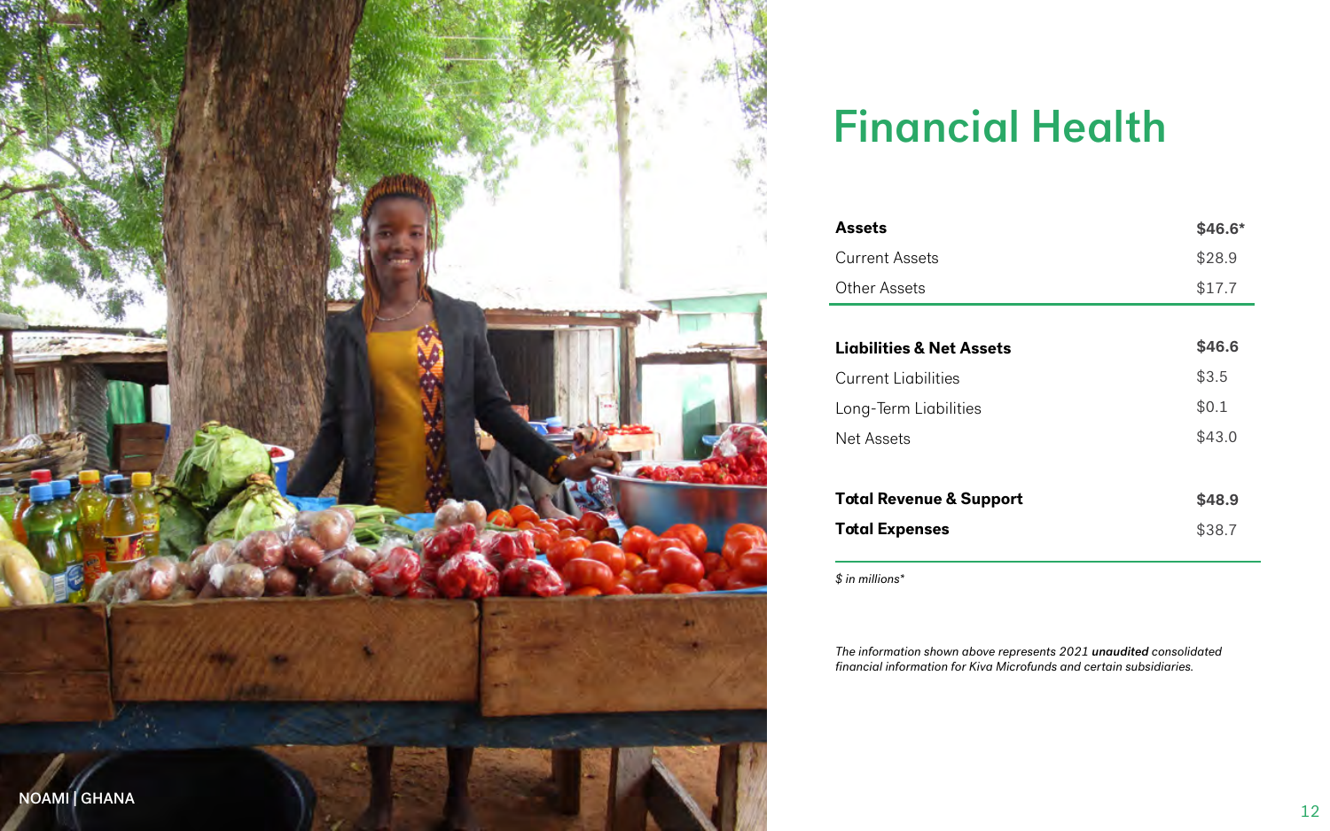# Financial Health

| | |
|---|---|
| **Assets** | **$46.6*** |
| Current Assets | $28.9 |
| Other Assets | $17.7 |
| **Liabilities & Net Assets** | **$46.6** |
| Current Liabilities | $3.5 |
| Long-Term Liabilities | $0.1 |
| Net Assets | $43.0 |
| **Total Revenue & Support** | **$48.9** |
| **Total Expenses** | $38.7 |

*$ in millions**

*The information shown above represents 2021 **unaudited** consolidated financial information for Kiva Microfunds and certain subsidiaries.*

NOAMI | GHANA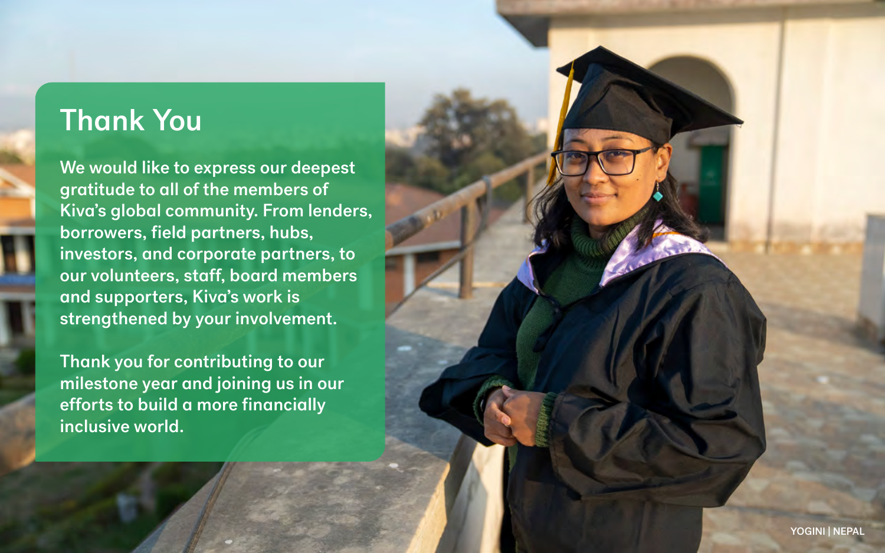# Thank You

We would like to express our deepest gratitude to all of the members of Kiva's global community. From lenders, borrowers, field partners, hubs, investors, and corporate partners, to our volunteers, staff, board members and supporters, Kiva's work is strengthened by your involvement.

Thank you for contributing to our milestone year and joining us in our efforts to build a more financially inclusive world.

YOGINI | NEPAL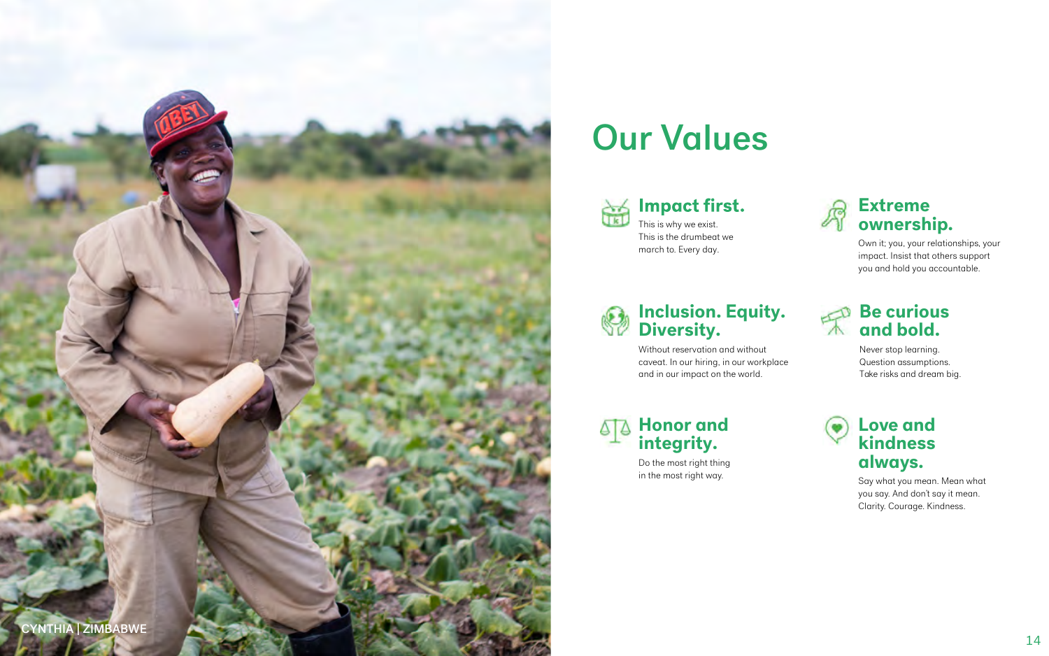CYNTHIA | ZIMBABWE

# Our Values

### Impact first.

This is why we exist.
This is the drumbeat we march to. Every day.

### Extreme ownership.

Own it; you, your relationships, your impact. Insist that others support you and hold you accountable.

### Inclusion. Equity. Diversity.

Without reservation and without caveat. In our hiring, in our workplace and in our impact on the world.

### Be curious and bold.

Never stop learning.
Question assumptions.
Take risks and dream big.

### Honor and integrity.

Do the most right thing in the most right way.

### Love and kindness always.

Say what you mean. Mean what you say. And don't say it mean.
Clarity. Courage. Kindness.